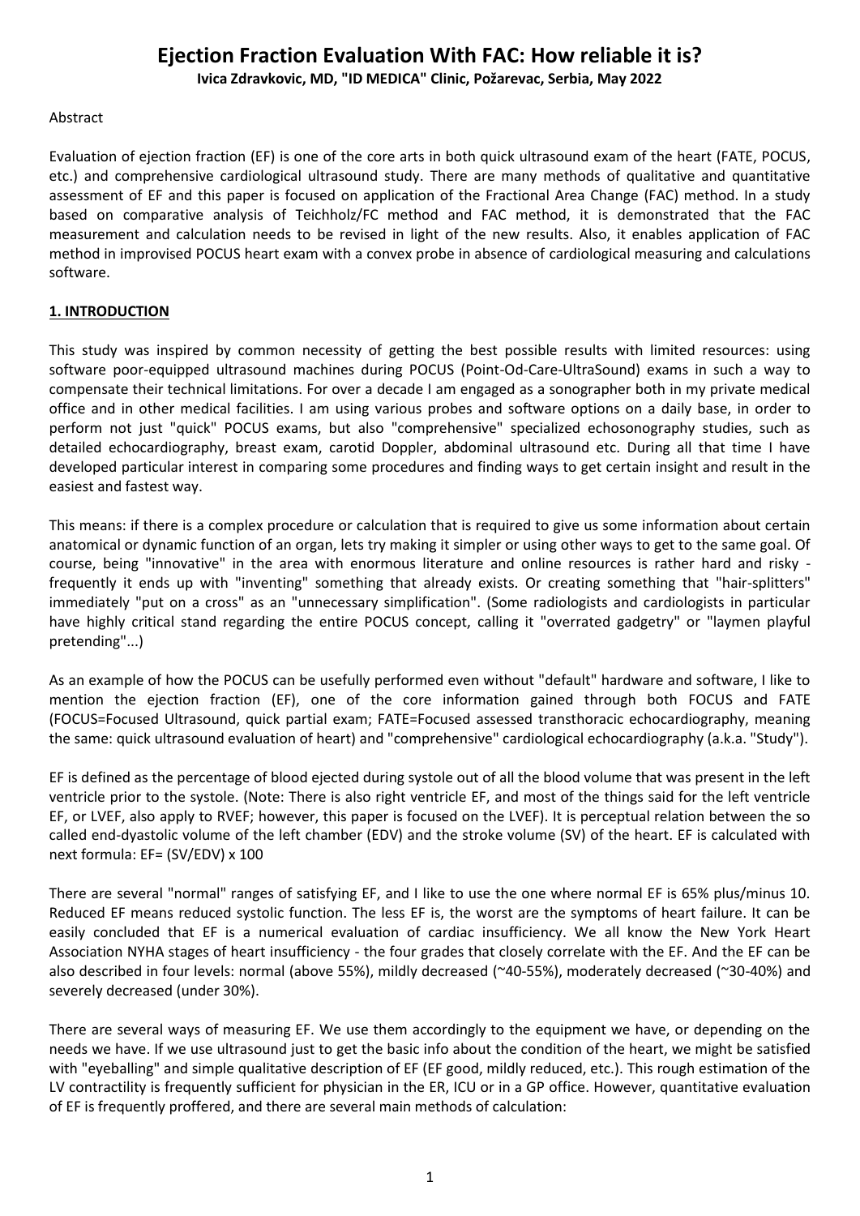# Ejection Fraction Evaluation With FAC: How reliable it is?

**Ivica Zdravkovic, MD, "ID MEDICA" Clinic, Požarevac, Serbia, May 2022**

Abstract

Evaluation of ejection fraction (EF) is one of the core arts in both quick ultrasound exam of the heart (FATE, POCUS, etc.) and comprehensive cardiological ultrasound study. There are many methods of qualitative and quantitative assessment of EF and this paper is focused on application of the Fractional Area Change (FAC) method. In a study based on comparative analysis of Teichholz/FC method and FAC method, it is demonstrated that the FAC measurement and calculation needs to be revised in light of the new results. Also, it enables application of FAC method in improvised POCUS heart exam with a convex probe in absence of cardiological measuring and calculations software.

## 1. INTRODUCTION

This study was inspired by common necessity of getting the best possible results with limited resources: using software poor-equipped ultrasound machines during POCUS (Point-Od-Care-UltraSound) exams in such a way to compensate their technical limitations. For over a decade I am engaged as a sonographer both in my private medical office and in other medical facilities. I am using various probes and software options on a daily base, in order to perform not just "quick" POCUS exams, but also "comprehensive" specialized echosonography studies, such as detailed echocardiography, breast exam, carotid Doppler, abdominal ultrasound etc. During all that time I have developed particular interest in comparing some procedures and finding ways to get certain insight and result in the easiest and fastest way.

This means: if there is a complex procedure or calculation that is required to give us some information about certain anatomical or dynamic function of an organ, lets try making it simpler or using other ways to get to the same goal. Of course, being "innovative" in the area with enormous literature and online resources is rather hard and risky - frequently it ends up with "inventing" something that already exists. Or creating something that "hair-splitters" immediately "put on a cross" as an "unnecessary simplification". (Some radiologists and cardiologists in particular have highly critical stand regarding the entire POCUS concept, calling it "overrated gadgetry" or "laymen playful pretending"...)

As an example of how the POCUS can be usefully performed even without "default" hardware and software, I like to mention the ejection fraction (EF), one of the core information gained through both FOCUS and FATE (FOCUS=Focused Ultrasound, quick partial exam; FATE=Focused assessed transthoracic echocardiography, meaning the same: quick ultrasound evaluation of heart) and "comprehensive" cardiological echocardiography (a.k.a. "Study").

EF is defined as the percentage of blood ejected during systole out of all the blood volume that was present in the left ventricle prior to the systole. (Note: There is also right ventricle EF, and most of the things said for the left ventricle EF, or LVEF, also apply to RVEF; however, this paper is focused on the LVEF). It is perceptual relation between the so called end-dyastolic volume of the left chamber (EDV) and the stroke volume (SV) of the heart. EF is calculated with next formula: EF= (SV/EDV) x 100

There are several "normal" ranges of satisfying EF, and I like to use the one where normal EF is 65% plus/minus 10. Reduced EF means reduced systolic function. The less EF is, the worst are the symptoms of heart failure. It can be easily concluded that EF is a numerical evaluation of cardiac insufficiency. We all know the New York Heart Association NYHA stages of heart insufficiency - the four grades that closely correlate with the EF. And the EF can be also described in four levels: normal (above 55%), mildly decreased (~40-55%), moderately decreased (~30-40%) and severely decreased (under 30%).

There are several ways of measuring EF. We use them accordingly to the equipment we have, or depending on the needs we have. If we use ultrasound just to get the basic info about the condition of the heart, we might be satisfied with "eyeballing" and simple qualitative description of EF (EF good, mildly reduced, etc.). This rough estimation of the LV contractility is frequently sufficient for physician in the ER, ICU or in a GP office. However, quantitative evaluation of EF is frequently proffered, and there are several main methods of calculation: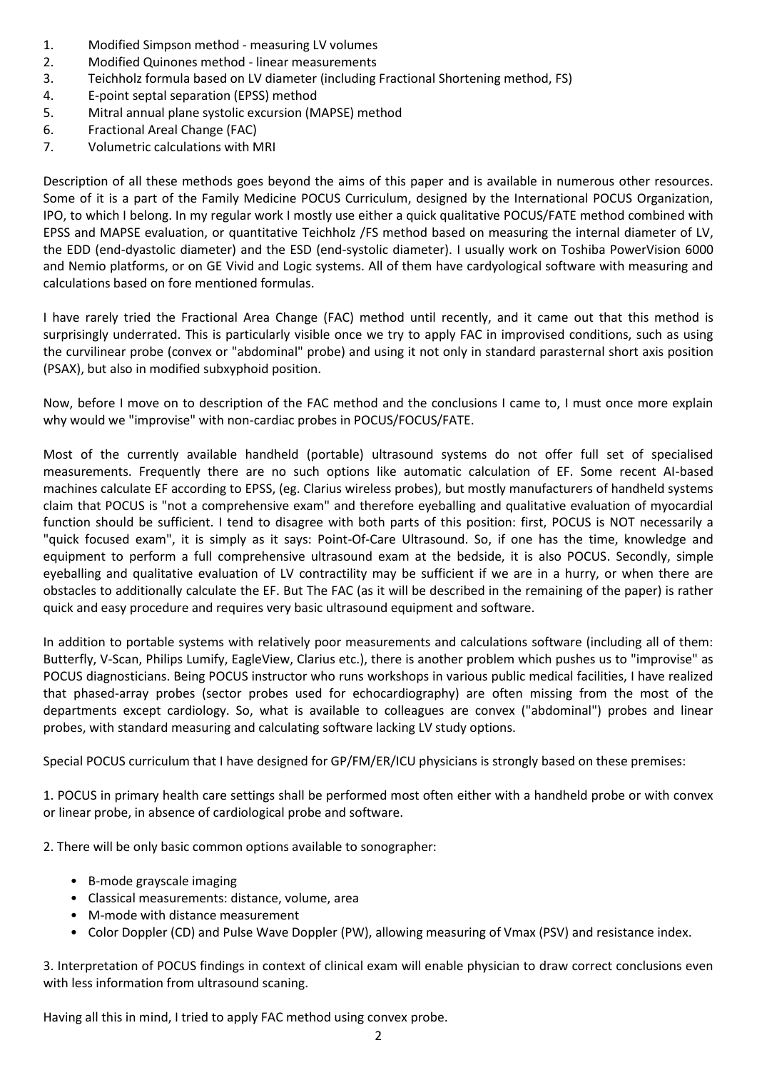1. Modified Simpson method - measuring LV volumes
2. Modified Quinones method - linear measurements
3. Teichholz formula based on LV diameter (including Fractional Shortening method, FS)
4. E-point septal separation (EPSS) method
5. Mitral annual plane systolic excursion (MAPSE) method
6. Fractional Areal Change (FAC)
7. Volumetric calculations with MRI

Description of all these methods goes beyond the aims of this paper and is available in numerous other resources. Some of it is a part of the Family Medicine POCUS Curriculum, designed by the International POCUS Organization, IPO, to which I belong. In my regular work I mostly use either a quick qualitative POCUS/FATE method combined with EPSS and MAPSE evaluation, or quantitative Teichholz /FS method based on measuring the internal diameter of LV, the EDD (end-dyastolic diameter) and the ESD (end-systolic diameter). I usually work on Toshiba PowerVision 6000 and Nemio platforms, or on GE Vivid and Logic systems. All of them have cardyological software with measuring and calculations based on fore mentioned formulas.

I have rarely tried the Fractional Area Change (FAC) method until recently, and it came out that this method is surprisingly underrated. This is particularly visible once we try to apply FAC in improvised conditions, such as using the curvilinear probe (convex or "abdominal" probe) and using it not only in standard parasternal short axis position (PSAX), but also in modified subxyphoid position.

Now, before I move on to description of the FAC method and the conclusions I came to, I must once more explain why would we "improvise" with non-cardiac probes in POCUS/FOCUS/FATE.

Most of the currently available handheld (portable) ultrasound systems do not offer full set of specialised measurements. Frequently there are no such options like automatic calculation of EF. Some recent AI-based machines calculate EF according to EPSS, (eg. Clarius wireless probes), but mostly manufacturers of handheld systems claim that POCUS is "not a comprehensive exam" and therefore eyeballing and qualitative evaluation of myocardial function should be sufficient. I tend to disagree with both parts of this position: first, POCUS is NOT necessarily a "quick focused exam", it is simply as it says: Point-Of-Care Ultrasound. So, if one has the time, knowledge and equipment to perform a full comprehensive ultrasound exam at the bedside, it is also POCUS. Secondly, simple eyeballing and qualitative evaluation of LV contractility may be sufficient if we are in a hurry, or when there are obstacles to additionally calculate the EF. But The FAC (as it will be described in the remaining of the paper) is rather quick and easy procedure and requires very basic ultrasound equipment and software.

In addition to portable systems with relatively poor measurements and calculations software (including all of them: Butterfly, V-Scan, Philips Lumify, EagleView, Clarius etc.), there is another problem which pushes us to "improvise" as POCUS diagnosticians. Being POCUS instructor who runs workshops in various public medical facilities, I have realized that phased-array probes (sector probes used for echocardiography) are often missing from the most of the departments except cardiology. So, what is available to colleagues are convex ("abdominal") probes and linear probes, with standard measuring and calculating software lacking LV study options.

Special POCUS curriculum that I have designed for GP/FM/ER/ICU physicians is strongly based on these premises:

1. POCUS in primary health care settings shall be performed most often either with a handheld probe or with convex or linear probe, in absence of cardiological probe and software.

2. There will be only basic common options available to sonographer:

- B-mode grayscale imaging
- Classical measurements: distance, volume, area
- M-mode with distance measurement
- Color Doppler (CD) and Pulse Wave Doppler (PW), allowing measuring of Vmax (PSV) and resistance index.

3. Interpretation of POCUS findings in context of clinical exam will enable physician to draw correct conclusions even with less information from ultrasound scaning.

Having all this in mind, I tried to apply FAC method using convex probe.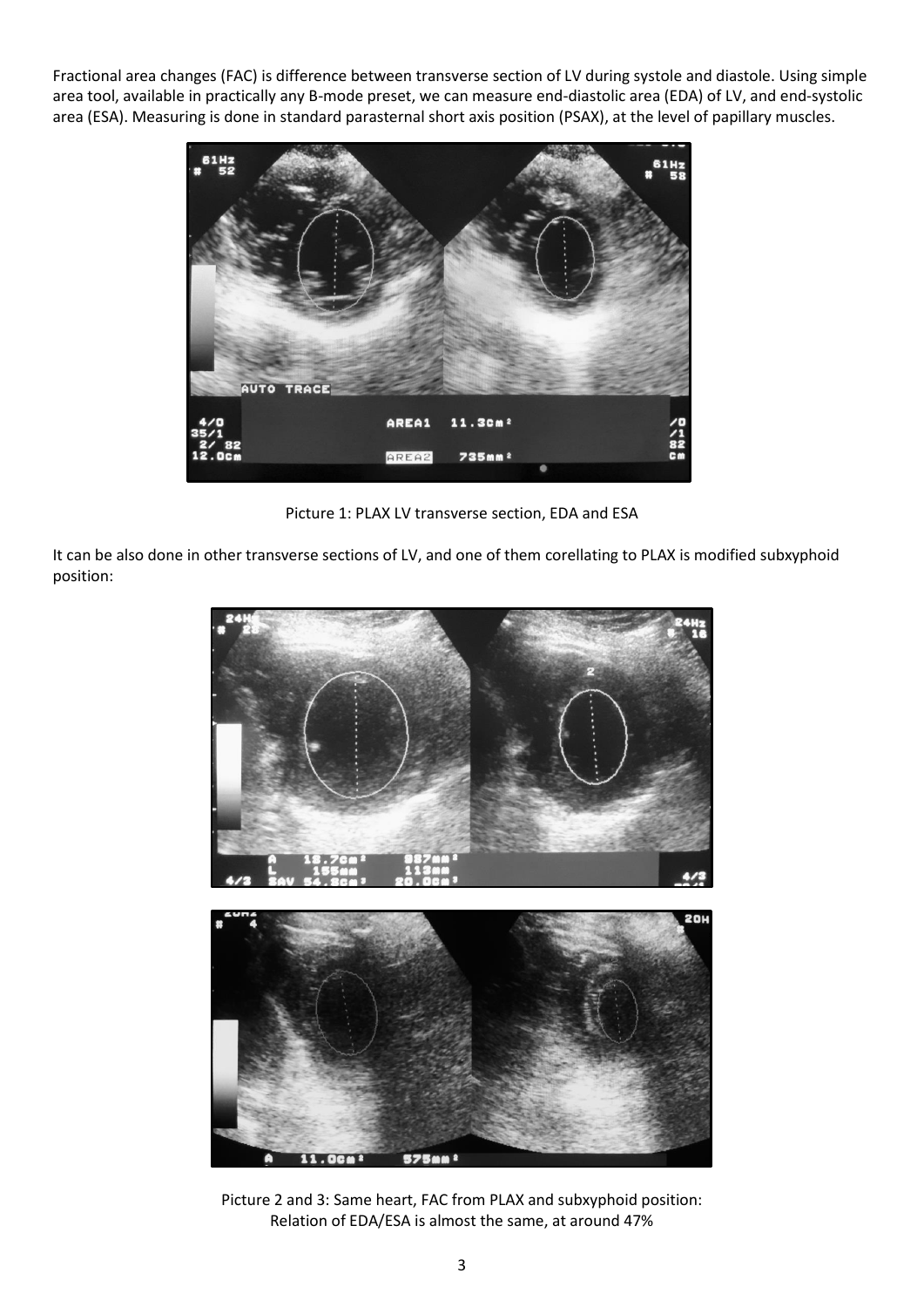Fractional area changes (FAC) is difference between transverse section of LV during systole and diastole. Using simple area tool, available in practically any B-mode preset, we can measure end-diastolic area (EDA) of LV, and end-systolic area (ESA). Measuring is done in standard parasternal short axis position (PSAX), at the level of papillary muscles.

Picture 1: PLAX LV transverse section, EDA and ESA

It can be also done in other transverse sections of LV, and one of them corellating to PLAX is modified subxyphoid position:

Picture 2 and 3: Same heart, FAC from PLAX and subxyphoid position: Relation of EDA/ESA is almost the same, at around 47%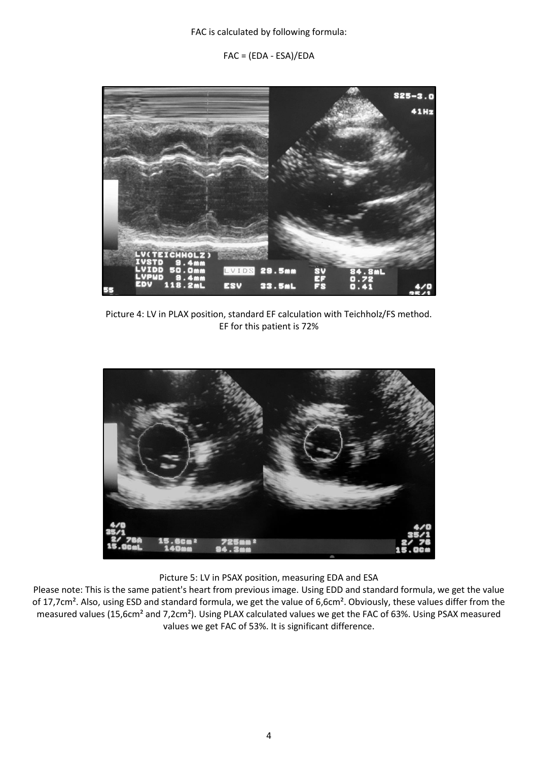FAC is calculated by following formula:

$$FAC = (EDA - ESA)/EDA$$

Picture 4: LV in PLAX position, standard EF calculation with Teichholz/FS method. EF for this patient is 72%

Picture 5: LV in PSAX position, measuring EDA and ESA

Please note: This is the same patient's heart from previous image. Using EDD and standard formula, we get the value of 17,7cm². Also, using ESD and standard formula, we get the value of 6,6cm². Obviously, these values differ from the measured values (15,6cm² and 7,2cm²). Using PLAX calculated values we get the FAC of 63%. Using PSAX measured values we get FAC of 53%. It is significant difference.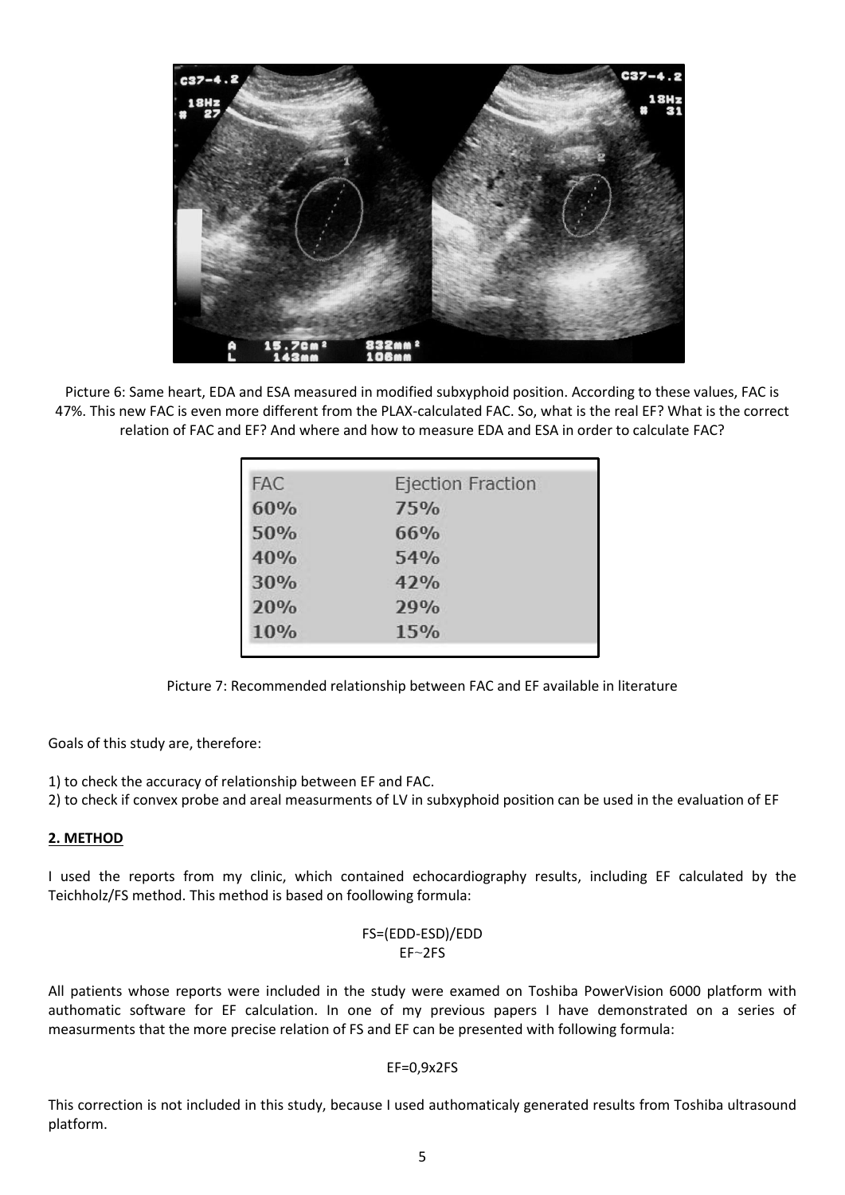Picture 6: Same heart, EDA and ESA measured in modified subxyphoid position. According to these values, FAC is 47%. This new FAC is even more different from the PLAX-calculated FAC. So, what is the real EF? What is the correct relation of FAC and EF? And where and how to measure EDA and ESA in order to calculate FAC?

| FAC | Ejection Fraction |
|---|---|
| 60% | 75% |
| 50% | 66% |
| 40% | 54% |
| 30% | 42% |
| 20% | 29% |
| 10% | 15% |

Picture 7: Recommended relationship between FAC and EF available in literature

Goals of this study are, therefore:

1) to check the accuracy of relationship between EF and FAC.
2) to check if convex probe and areal measurments of LV in subxyphoid position can be used in the evaluation of EF

## 2. METHOD

I used the reports from my clinic, which contained echocardiography results, including EF calculated by the Teichholz/FS method. This method is based on foollowing formula:

$$FS=(EDD-ESD)/EDD$$
$$EF \sim 2FS$$

All patients whose reports were included in the study were examed on Toshiba PowerVision 6000 platform with authomatic software for EF calculation. In one of my previous papers I have demonstrated on a series of measurments that the more precise relation of FS and EF can be presented with following formula:

$$EF=0{,}9x2FS$$

This correction is not included in this study, because I used authomaticaly generated results from Toshiba ultrasound platform.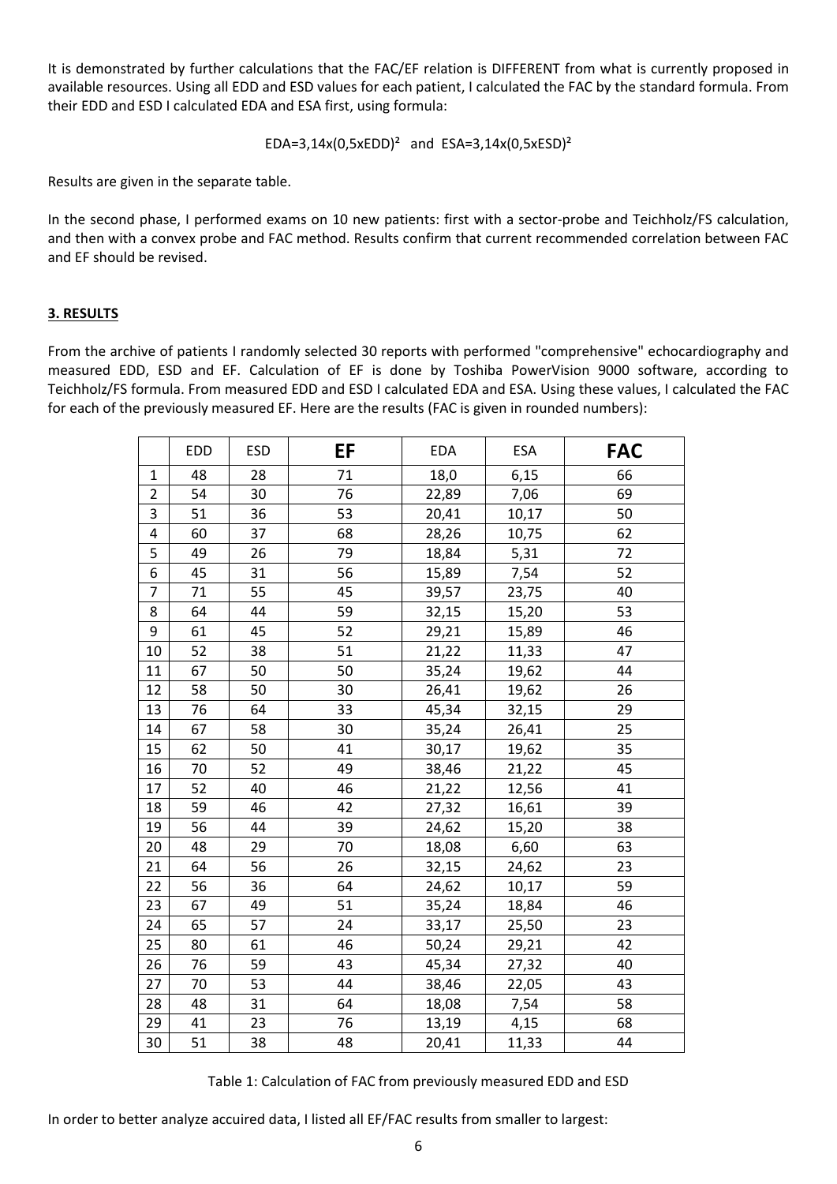It is demonstrated by further calculations that the FAC/EF relation is DIFFERENT from what is currently proposed in available resources. Using all EDD and ESD values for each patient, I calculated the FAC by the standard formula. From their EDD and ESD I calculated EDA and ESA first, using formula:

$$EDA=3,14x(0,5xEDD)^2 \quad \text{and} \quad ESA=3,14x(0,5xESD)^2$$

Results are given in the separate table.

In the second phase, I performed exams on 10 new patients: first with a sector-probe and Teichholz/FS calculation, and then with a convex probe and FAC method. Results confirm that current recommended correlation between FAC and EF should be revised.

## 3. RESULTS

From the archive of patients I randomly selected 30 reports with performed "comprehensive" echocardiography and measured EDD, ESD and EF. Calculation of EF is done by Toshiba PowerVision 9000 software, according to Teichholz/FS formula. From measured EDD and ESD I calculated EDA and ESA. Using these values, I calculated the FAC for each of the previously measured EF. Here are the results (FAC is given in rounded numbers):

| | EDD | ESD | **EF** | EDA | ESA | **FAC** |
|---|---|---|---|---|---|---|
| 1 | 48 | 28 | 71 | 18,0 | 6,15 | 66 |
| 2 | 54 | 30 | 76 | 22,89 | 7,06 | 69 |
| 3 | 51 | 36 | 53 | 20,41 | 10,17 | 50 |
| 4 | 60 | 37 | 68 | 28,26 | 10,75 | 62 |
| 5 | 49 | 26 | 79 | 18,84 | 5,31 | 72 |
| 6 | 45 | 31 | 56 | 15,89 | 7,54 | 52 |
| 7 | 71 | 55 | 45 | 39,57 | 23,75 | 40 |
| 8 | 64 | 44 | 59 | 32,15 | 15,20 | 53 |
| 9 | 61 | 45 | 52 | 29,21 | 15,89 | 46 |
| 10 | 52 | 38 | 51 | 21,22 | 11,33 | 47 |
| 11 | 67 | 50 | 50 | 35,24 | 19,62 | 44 |
| 12 | 58 | 50 | 30 | 26,41 | 19,62 | 26 |
| 13 | 76 | 64 | 33 | 45,34 | 32,15 | 29 |
| 14 | 67 | 58 | 30 | 35,24 | 26,41 | 25 |
| 15 | 62 | 50 | 41 | 30,17 | 19,62 | 35 |
| 16 | 70 | 52 | 49 | 38,46 | 21,22 | 45 |
| 17 | 52 | 40 | 46 | 21,22 | 12,56 | 41 |
| 18 | 59 | 46 | 42 | 27,32 | 16,61 | 39 |
| 19 | 56 | 44 | 39 | 24,62 | 15,20 | 38 |
| 20 | 48 | 29 | 70 | 18,08 | 6,60 | 63 |
| 21 | 64 | 56 | 26 | 32,15 | 24,62 | 23 |
| 22 | 56 | 36 | 64 | 24,62 | 10,17 | 59 |
| 23 | 67 | 49 | 51 | 35,24 | 18,84 | 46 |
| 24 | 65 | 57 | 24 | 33,17 | 25,50 | 23 |
| 25 | 80 | 61 | 46 | 50,24 | 29,21 | 42 |
| 26 | 76 | 59 | 43 | 45,34 | 27,32 | 40 |
| 27 | 70 | 53 | 44 | 38,46 | 22,05 | 43 |
| 28 | 48 | 31 | 64 | 18,08 | 7,54 | 58 |
| 29 | 41 | 23 | 76 | 13,19 | 4,15 | 68 |
| 30 | 51 | 38 | 48 | 20,41 | 11,33 | 44 |

Table 1: Calculation of FAC from previously measured EDD and ESD

In order to better analyze accuired data, I listed all EF/FAC results from smaller to largest: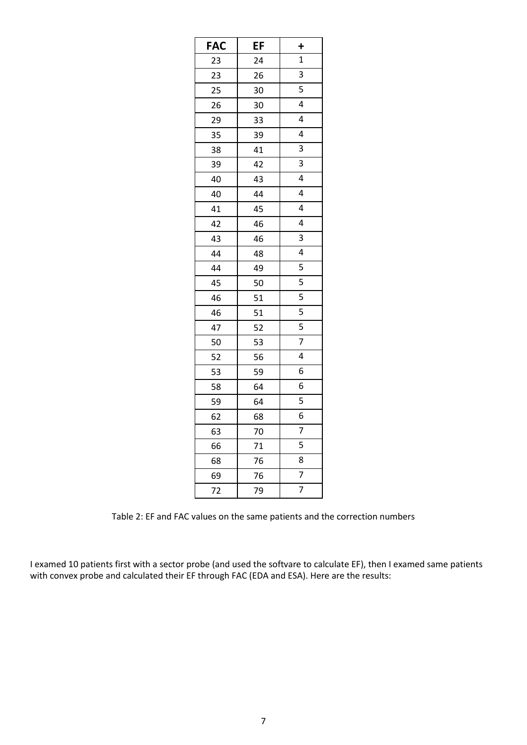| FAC | EF | + |
|---|---|---|
| 23 | 24 | 1 |
| 23 | 26 | 3 |
| 25 | 30 | 5 |
| 26 | 30 | 4 |
| 29 | 33 | 4 |
| 35 | 39 | 4 |
| 38 | 41 | 3 |
| 39 | 42 | 3 |
| 40 | 43 | 4 |
| 40 | 44 | 4 |
| 41 | 45 | 4 |
| 42 | 46 | 4 |
| 43 | 46 | 3 |
| 44 | 48 | 4 |
| 44 | 49 | 5 |
| 45 | 50 | 5 |
| 46 | 51 | 5 |
| 46 | 51 | 5 |
| 47 | 52 | 5 |
| 50 | 53 | 7 |
| 52 | 56 | 4 |
| 53 | 59 | 6 |
| 58 | 64 | 6 |
| 59 | 64 | 5 |
| 62 | 68 | 6 |
| 63 | 70 | 7 |
| 66 | 71 | 5 |
| 68 | 76 | 8 |
| 69 | 76 | 7 |
| 72 | 79 | 7 |

Table 2: EF and FAC values on the same patients and the correction numbers

I examed 10 patients first with a sector probe (and used the softvare to calculate EF), then I examed same patients with convex probe and calculated their EF through FAC (EDA and ESA). Here are the results: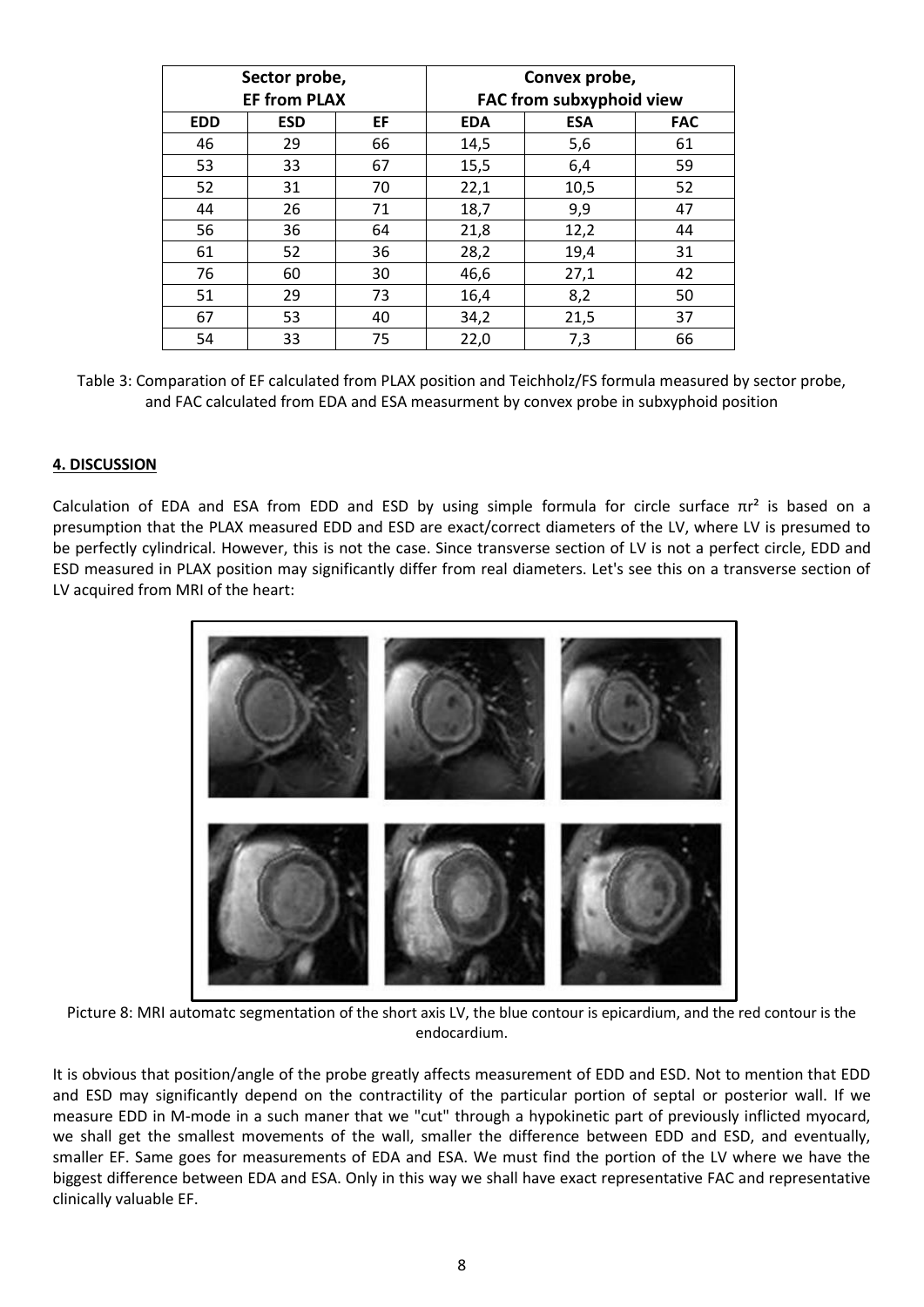| Sector probe, EF from PLAX | | | Convex probe, FAC from subxyphoid view | | |
|---|---|---|---|---|---|
| EDD | ESD | EF | EDA | ESA | FAC |
| 46 | 29 | 66 | 14,5 | 5,6 | 61 |
| 53 | 33 | 67 | 15,5 | 6,4 | 59 |
| 52 | 31 | 70 | 22,1 | 10,5 | 52 |
| 44 | 26 | 71 | 18,7 | 9,9 | 47 |
| 56 | 36 | 64 | 21,8 | 12,2 | 44 |
| 61 | 52 | 36 | 28,2 | 19,4 | 31 |
| 76 | 60 | 30 | 46,6 | 27,1 | 42 |
| 51 | 29 | 73 | 16,4 | 8,2 | 50 |
| 67 | 53 | 40 | 34,2 | 21,5 | 37 |
| 54 | 33 | 75 | 22,0 | 7,3 | 66 |

Table 3: Comparation of EF calculated from PLAX position and Teichholz/FS formula measured by sector probe, and FAC calculated from EDA and ESA measurment by convex probe in subxyphoid position

## 4. DISCUSSION

Calculation of EDA and ESA from EDD and ESD by using simple formula for circle surface $\pi r^2$ is based on a presumption that the PLAX measured EDD and ESD are exact/correct diameters of the LV, where LV is presumed to be perfectly cylindrical. However, this is not the case. Since transverse section of LV is not a perfect circle, EDD and ESD measured in PLAX position may significantly differ from real diameters. Let's see this on a transverse section of LV acquired from MRI of the heart:

Picture 8: MRI automatc segmentation of the short axis LV, the blue contour is epicardium, and the red contour is the endocardium.

It is obvious that position/angle of the probe greatly affects measurement of EDD and ESD. Not to mention that EDD and ESD may significantly depend on the contractility of the particular portion of septal or posterior wall. If we measure EDD in M-mode in a such maner that we "cut" through a hypokinetic part of previously inflicted myocard, we shall get the smallest movements of the wall, smaller the difference between EDD and ESD, and eventually, smaller EF. Same goes for measurements of EDA and ESA. We must find the portion of the LV where we have the biggest difference between EDA and ESA. Only in this way we shall have exact representative FAC and representative clinically valuable EF.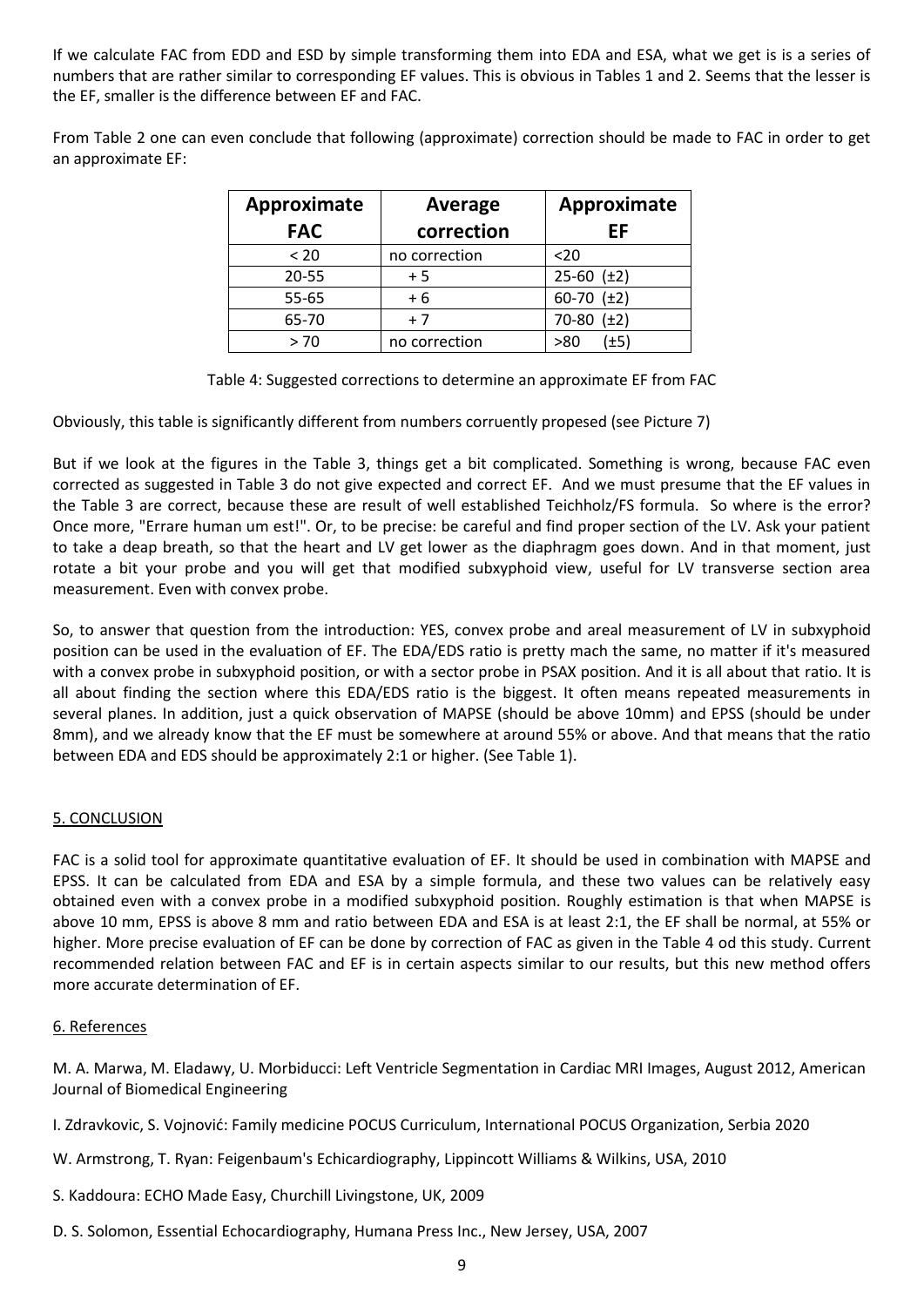If we calculate FAC from EDD and ESD by simple transforming them into EDA and ESA, what we get is is a series of numbers that are rather similar to corresponding EF values. This is obvious in Tables 1 and 2. Seems that the lesser is the EF, smaller is the difference between EF and FAC.

From Table 2 one can even conclude that following (approximate) correction should be made to FAC in order to get an approximate EF:

| Approximate FAC | Average correction | Approximate EF |
|---|---|---|
| < 20 | no correction | <20 |
| 20-55 | + 5 | 25-60 (±2) |
| 55-65 | + 6 | 60-70 (±2) |
| 65-70 | + 7 | 70-80 (±2) |
| > 70 | no correction | >80 (±5) |

Table 4: Suggested corrections to determine an approximate EF from FAC

Obviously, this table is significantly different from numbers corruently propesed (see Picture 7)

But if we look at the figures in the Table 3, things get a bit complicated. Something is wrong, because FAC even corrected as suggested in Table 3 do not give expected and correct EF. And we must presume that the EF values in the Table 3 are correct, because these are result of well established Teichholz/FS formula. So where is the error? Once more, "Errare human um est!". Or, to be precise: be careful and find proper section of the LV. Ask your patient to take a deap breath, so that the heart and LV get lower as the diaphragm goes down. And in that moment, just rotate a bit your probe and you will get that modified subxyphoid view, useful for LV transverse section area measurement. Even with convex probe.

So, to answer that question from the introduction: YES, convex probe and areal measurement of LV in subxyphoid position can be used in the evaluation of EF. The EDA/EDS ratio is pretty mach the same, no matter if it's measured with a convex probe in subxyphoid position, or with a sector probe in PSAX position. And it is all about that ratio. It is all about finding the section where this EDA/EDS ratio is the biggest. It often means repeated measurements in several planes. In addition, just a quick observation of MAPSE (should be above 10mm) and EPSS (should be under 8mm), and we already know that the EF must be somewhere at around 55% or above. And that means that the ratio between EDA and EDS should be approximately 2:1 or higher. (See Table 1).

## 5. CONCLUSION

FAC is a solid tool for approximate quantitative evaluation of EF. It should be used in combination with MAPSE and EPSS. It can be calculated from EDA and ESA by a simple formula, and these two values can be relatively easy obtained even with a convex probe in a modified subxyphoid position. Roughly estimation is that when MAPSE is above 10 mm, EPSS is above 8 mm and ratio between EDA and ESA is at least 2:1, the EF shall be normal, at 55% or higher. More precise evaluation of EF can be done by correction of FAC as given in the Table 4 od this study. Current recommended relation between FAC and EF is in certain aspects similar to our results, but this new method offers more accurate determination of EF.

## 6. References

M. A. Marwa, M. Eladawy, U. Morbiducci: Left Ventricle Segmentation in Cardiac MRI Images, August 2012, American Journal of Biomedical Engineering

I. Zdravkovic, S. Vojnović: Family medicine POCUS Curriculum, International POCUS Organization, Serbia 2020

W. Armstrong, T. Ryan: Feigenbaum's Echicardiography, Lippincott Williams & Wilkins, USA, 2010

S. Kaddoura: ECHO Made Easy, Churchill Livingstone, UK, 2009

D. S. Solomon, Essential Echocardiography, Humana Press Inc., New Jersey, USA, 2007